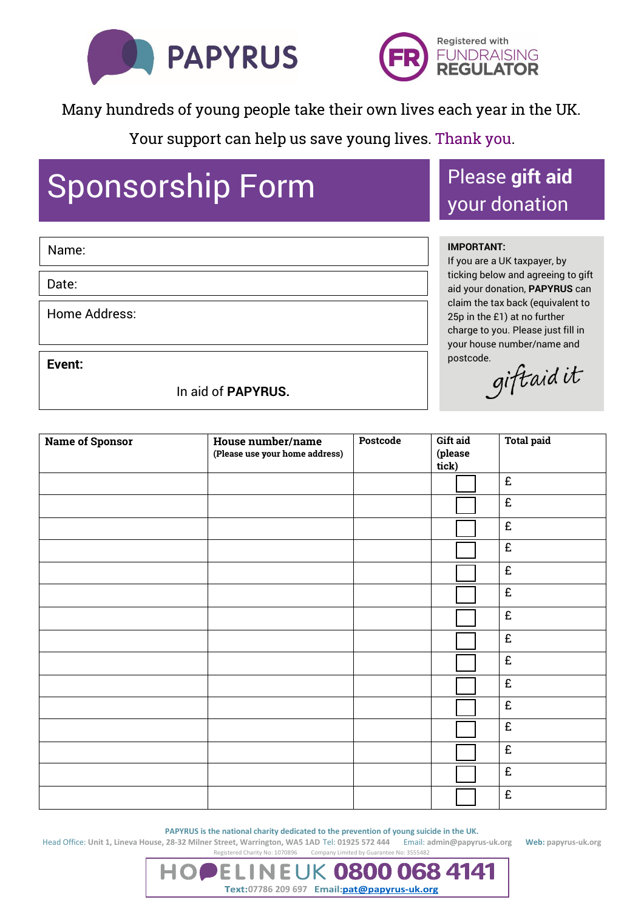PAPYRUS

Registered with FUNDRAISING REGULATOR

Many hundreds of young people take their own lives each year in the UK.

Your support can help us save young lives. Thank you.

# Sponsorship Form

## Please **gift aid** your donation

Name:

Date:

Home Address:

**Event:**

In aid of **PAPYRUS.**

**IMPORTANT:**
If you are a UK taxpayer, by ticking below and agreeing to gift aid your donation, **PAPYRUS** can claim the tax back (equivalent to 25p in the £1) at no further charge to you. Please just fill in your house number/name and postcode.

giftaid it

| Name of Sponsor | House number/name (Please use your home address) | Postcode | Gift aid (please tick) | Total paid |
|---|---|---|---|---|
| | | | ☐ | £ |
| | | | ☐ | £ |
| | | | ☐ | £ |
| | | | ☐ | £ |
| | | | ☐ | £ |
| | | | ☐ | £ |
| | | | ☐ | £ |
| | | | ☐ | £ |
| | | | ☐ | £ |
| | | | ☐ | £ |
| | | | ☐ | £ |
| | | | ☐ | £ |
| | | | ☐ | £ |
| | | | ☐ | £ |
| | | | ☐ | £ |

**PAPYRUS is the national charity dedicated to the prevention of young suicide in the UK.**

Head Office: Unit 1, Lineva House, 28-32 Milner Street, Warrington, WA5 1AD Tel: 01925 572 444 Email: admin@papyrus-uk.org **Web:** papyrus-uk.org

Registered Charity No: 1070896 Company Limited by Guarantee No: 3555482

HOPELINEUK 0800 068 4141

**Text:** 07786 209 697 **Email:** pat@papyrus-uk.org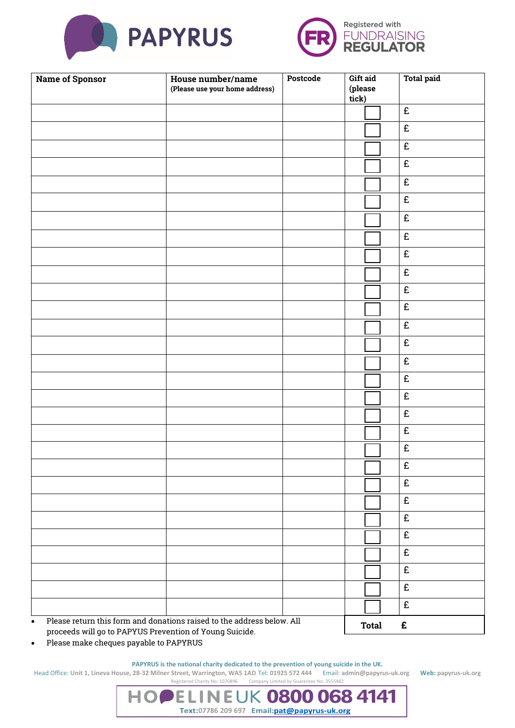PAPYRUS

Registered with FUNDRAISING REGULATOR

| Name of Sponsor | House number/name (Please use your home address) | Postcode | Gift aid (please tick) | Total paid |
|---|---|---|---|---|
| | | | ☐ | £ |
| | | | ☐ | £ |
| | | | ☐ | £ |
| | | | ☐ | £ |
| | | | ☐ | £ |
| | | | ☐ | £ |
| | | | ☐ | £ |
| | | | ☐ | £ |
| | | | ☐ | £ |
| | | | ☐ | £ |
| | | | ☐ | £ |
| | | | ☐ | £ |
| | | | ☐ | £ |
| | | | ☐ | £ |
| | | | ☐ | £ |
| | | | ☐ | £ |
| | | | ☐ | £ |
| | | | ☐ | £ |
| | | | ☐ | £ |
| | | | ☐ | £ |
| | | | ☐ | £ |
| | | | ☐ | £ |
| | | | ☐ | £ |
| | | | ☐ | £ |
| | | | ☐ | £ |
| | | | ☐ | £ |
| | | | ☐ | £ |
| | | | ☐ | £ |
| | | | ☐ | £ |
| | | | **Total** | **£** |

- Please return this form and donations raised to the address below. All proceeds will go to PAPYUS Prevention of Young Suicide.
- Please make cheques payable to PAPYRUS

**PAPYRUS is the national charity dedicated to the prevention of young suicide in the UK.**

Head Office: **Unit 1, Lineva House, 28-32 Milner Street, Warrington, WA5 1AD** Tel: **01925 572 444** Email: **admin@papyrus-uk.org** **Web:** **papyrus-uk.org**

Registered Charity No: 1070896 Company Limited by Guarantee No: 3555482

**HOPELINEUK 0800 068 4141**

**Text:**07786 209 697 **Email:pat@papyrus-uk.org**